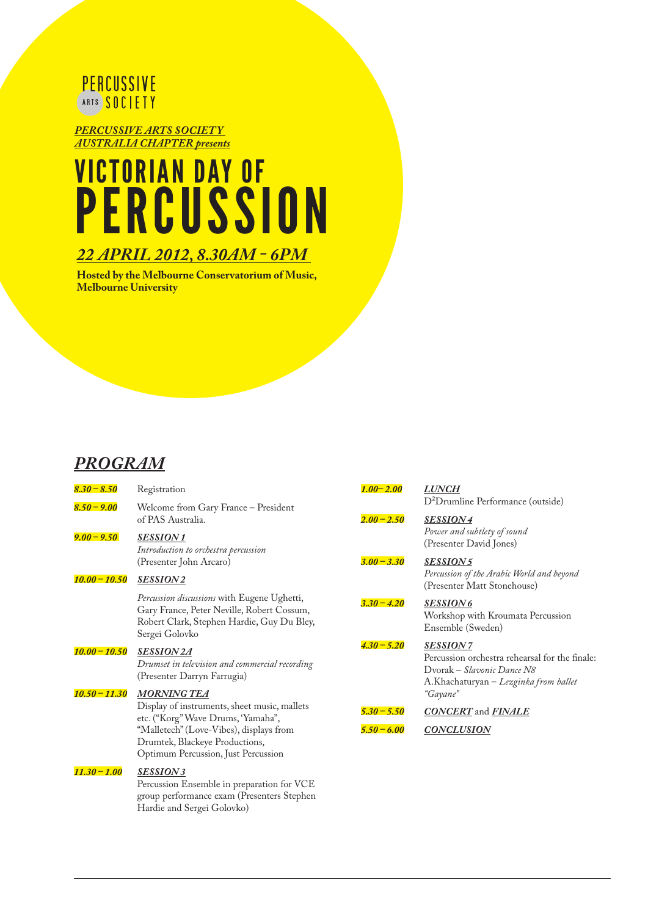PERCUSSIVE ARTS SOCIETY

***PERCUSSIVE ARTS SOCIETY AUSTRALIA CHAPTER presents***

# VICTORIAN DAY OF PERCUSSION

## *22 APRIL 2012, 8.30AM - 6PM*

**Hosted by the Melbourne Conservatorium of Music, Melbourne University**

## *PROGRAM*

| | |
|---|---|
| ***8.30 – 8.50*** | Registration |
| ***8.50 – 9.00*** | Welcome from Gary France – President of PAS Australia. |
| ***9.00 – 9.50*** | ***SESSION 1***<br>*Introduction to orchestra percussion*<br>(Presenter John Arcaro) |
| ***10.00 – 10.50*** | ***SESSION 2***<br>*Percussion discussions* with Eugene Ughetti, Gary France, Peter Neville, Robert Cossum, Robert Clark, Stephen Hardie, Guy Du Bley, Sergei Golovko |
| ***10.00 – 10.50*** | ***SESSION 2A***<br>*Drumset in television and commercial recording*<br>(Presenter Darryn Farrugia) |
| ***10.50 – 11.30*** | ***MORNING TEA***<br>Display of instruments, sheet music, mallets etc. ("Korg" Wave Drums, 'Yamaha", "Malletech" (Love-Vibes), displays from Drumtek, Blackeye Productions, Optimum Percussion, Just Percussion |
| ***11.30 – 1.00*** | ***SESSION 3***<br>Percussion Ensemble in preparation for VCE group performance exam (Presenters Stephen Hardie and Sergei Golovko) |
| ***1.00– 2.00*** | ***LUNCH***<br>$D^2$Drumline Performance (outside) |
| ***2.00 – 2.50*** | ***SESSION 4***<br>*Power and subtlety of sound*<br>(Presenter David Jones) |
| ***3.00 – 3.30*** | ***SESSION 5***<br>*Percussion of the Arabic World and beyond*<br>(Presenter Matt Stonehouse) |
| ***3.30 – 4.20*** | ***SESSION 6***<br>Workshop with Kroumata Percussion Ensemble (Sweden) |
| ***4.30 – 5.20*** | ***SESSION 7***<br>Percussion orchestra rehearsal for the finale:<br>Dvorak – *Slavonic Dance N8*<br>A.Khachaturyan – *Lezginka from ballet "Gayane"* |
| ***5.30 – 5.50*** | ***CONCERT*** and ***FINALE*** |
| ***5.50 – 6.00*** | ***CONCLUSION*** |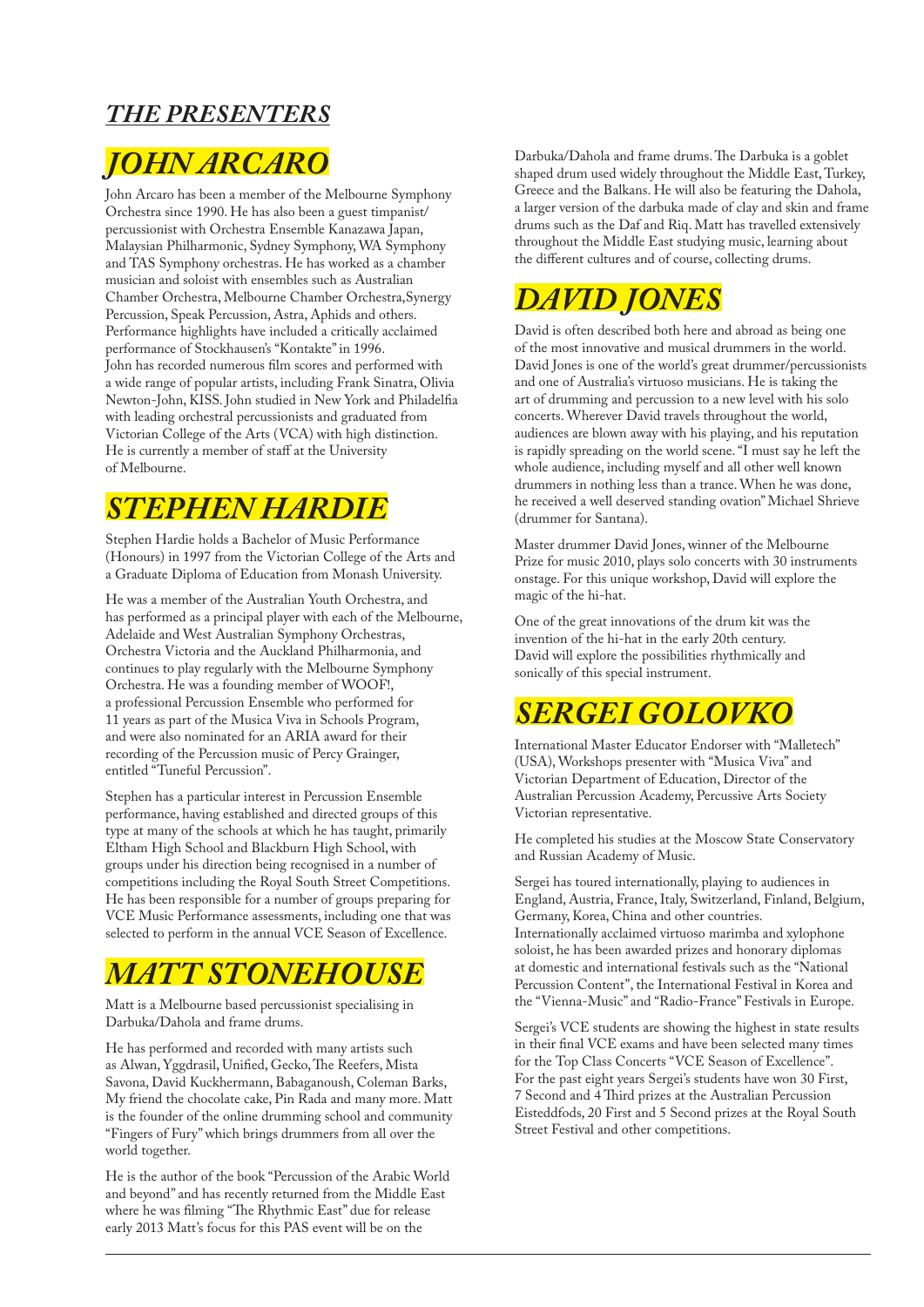## *THE PRESENTERS*

# *JOHN ARCARO*

John Arcaro has been a member of the Melbourne Symphony Orchestra since 1990. He has also been a guest timpanist/percussionist with Orchestra Ensemble Kanazawa Japan, Malaysian Philharmonic, Sydney Symphony, WA Symphony and TAS Symphony orchestras. He has worked as a chamber musician and soloist with ensembles such as Australian Chamber Orchestra, Melbourne Chamber Orchestra,Synergy Percussion, Speak Percussion, Astra, Aphids and others. Performance highlights have included a critically acclaimed performance of Stockhausen's "Kontakte" in 1996. John has recorded numerous film scores and performed with a wide range of popular artists, including Frank Sinatra, Olivia Newton-John, KISS. John studied in New York and Philadelfia with leading orchestral percussionists and graduated from Victorian College of the Arts (VCA) with high distinction. He is currently a member of staff at the University of Melbourne.

# *STEPHEN HARDIE*

Stephen Hardie holds a Bachelor of Music Performance (Honours) in 1997 from the Victorian College of the Arts and a Graduate Diploma of Education from Monash University.

He was a member of the Australian Youth Orchestra, and has performed as a principal player with each of the Melbourne, Adelaide and West Australian Symphony Orchestras, Orchestra Victoria and the Auckland Philharmonia, and continues to play regularly with the Melbourne Symphony Orchestra. He was a founding member of WOOF!, a professional Percussion Ensemble who performed for 11 years as part of the Musica Viva in Schools Program, and were also nominated for an ARIA award for their recording of the Percussion music of Percy Grainger, entitled "Tuneful Percussion".

Stephen has a particular interest in Percussion Ensemble performance, having established and directed groups of this type at many of the schools at which he has taught, primarily Eltham High School and Blackburn High School, with groups under his direction being recognised in a number of competitions including the Royal South Street Competitions. He has been responsible for a number of groups preparing for VCE Music Performance assessments, including one that was selected to perform in the annual VCE Season of Excellence.

# *MATT STONEHOUSE*

Matt is a Melbourne based percussionist specialising in Darbuka/Dahola and frame drums.

He has performed and recorded with many artists such as Alwan, Yggdrasil, Unified, Gecko, The Reefers, Mista Savona, David Kuckhermann, Babaganoush, Coleman Barks, My friend the chocolate cake, Pin Rada and many more. Matt is the founder of the online drumming school and community "Fingers of Fury" which brings drummers from all over the world together.

He is the author of the book "Percussion of the Arabic World and beyond" and has recently returned from the Middle East where he was filming "The Rhythmic East" due for release early 2013 Matt's focus for this PAS event will be on the Darbuka/Dahola and frame drums. The Darbuka is a goblet shaped drum used widely throughout the Middle East, Turkey, Greece and the Balkans. He will also be featuring the Dahola, a larger version of the darbuka made of clay and skin and frame drums such as the Daf and Riq. Matt has travelled extensively throughout the Middle East studying music, learning about the different cultures and of course, collecting drums.

# *DAVID JONES*

David is often described both here and abroad as being one of the most innovative and musical drummers in the world. David Jones is one of the world's great drummer/percussionists and one of Australia's virtuoso musicians. He is taking the art of drumming and percussion to a new level with his solo concerts. Wherever David travels throughout the world, audiences are blown away with his playing, and his reputation is rapidly spreading on the world scene. "I must say he left the whole audience, including myself and all other well known drummers in nothing less than a trance. When he was done, he received a well deserved standing ovation" Michael Shrieve (drummer for Santana).

Master drummer David Jones, winner of the Melbourne Prize for music 2010, plays solo concerts with 30 instruments onstage. For this unique workshop, David will explore the magic of the hi-hat.

One of the great innovations of the drum kit was the invention of the hi-hat in the early 20th century. David will explore the possibilities rhythmically and sonically of this special instrument.

# *SERGEI GOLOVKO*

International Master Educator Endorser with "Malletech" (USA), Workshops presenter with "Musica Viva" and Victorian Department of Education, Director of the Australian Percussion Academy, Percussive Arts Society Victorian representative.

He completed his studies at the Moscow State Conservatory and Russian Academy of Music.

Sergei has toured internationally, playing to audiences in England, Austria, France, Italy, Switzerland, Finland, Belgium, Germany, Korea, China and other countries. Internationally acclaimed virtuoso marimba and xylophone soloist, he has been awarded prizes and honorary diplomas at domestic and international festivals such as the "National Percussion Content", the International Festival in Korea and the "Vienna-Music" and "Radio-France" Festivals in Europe.

Sergei's VCE students are showing the highest in state results in their final VCE exams and have been selected many times for the Top Class Concerts "VCE Season of Excellence". For the past eight years Sergei's students have won 30 First, 7 Second and 4 Third prizes at the Australian Percussion Eisteddfods, 20 First and 5 Second prizes at the Royal South Street Festival and other competitions.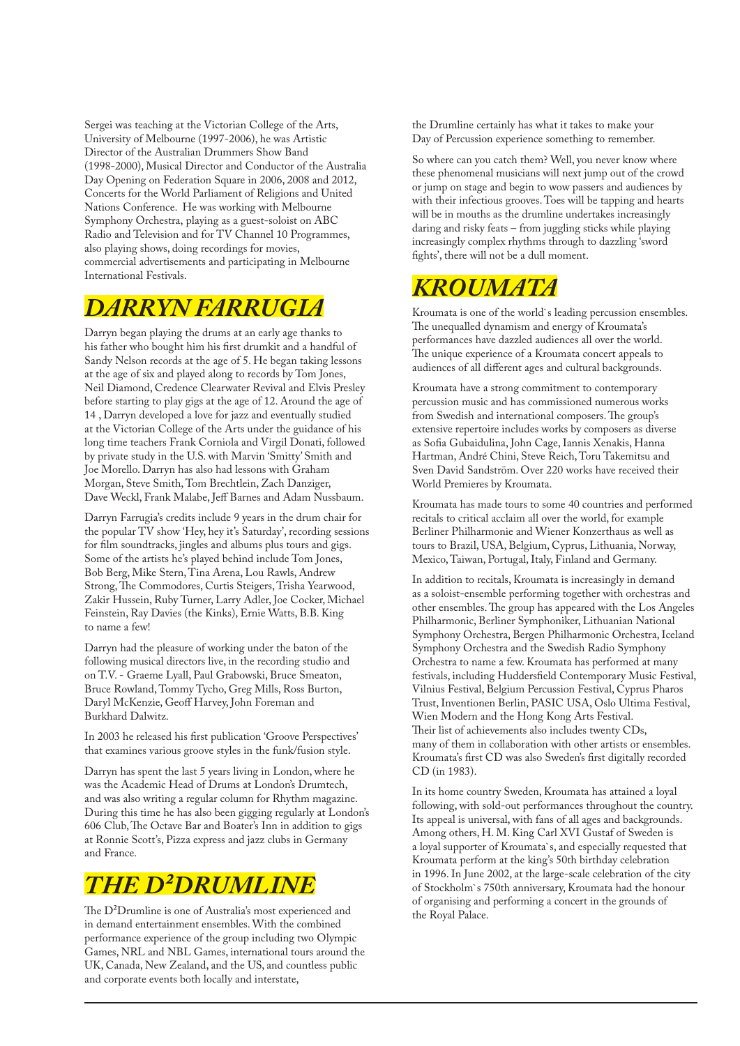Sergei was teaching at the Victorian College of the Arts, University of Melbourne (1997-2006), he was Artistic Director of the Australian Drummers Show Band (1998-2000), Musical Director and Conductor of the Australia Day Opening on Federation Square in 2006, 2008 and 2012, Concerts for the World Parliament of Religions and United Nations Conference. He was working with Melbourne Symphony Orchestra, playing as a guest-soloist on ABC Radio and Television and for TV Channel 10 Programmes, also playing shows, doing recordings for movies, commercial advertisements and participating in Melbourne International Festivals.

## *DARRYN FARRUGIA*

Darryn began playing the drums at an early age thanks to his father who bought him his first drumkit and a handful of Sandy Nelson records at the age of 5. He began taking lessons at the age of six and played along to records by Tom Jones, Neil Diamond, Credence Clearwater Revival and Elvis Presley before starting to play gigs at the age of 12. Around the age of 14 , Darryn developed a love for jazz and eventually studied at the Victorian College of the Arts under the guidance of his long time teachers Frank Corniola and Virgil Donati, followed by private study in the U.S. with Marvin 'Smitty' Smith and Joe Morello. Darryn has also had lessons with Graham Morgan, Steve Smith, Tom Brechtlein, Zach Danziger, Dave Weckl, Frank Malabe, Jeff Barnes and Adam Nussbaum.

Darryn Farrugia's credits include 9 years in the drum chair for the popular TV show 'Hey, hey it's Saturday', recording sessions for film soundtracks, jingles and albums plus tours and gigs. Some of the artists he's played behind include Tom Jones, Bob Berg, Mike Stern, Tina Arena, Lou Rawls, Andrew Strong, The Commodores, Curtis Steigers, Trisha Yearwood, Zakir Hussein, Ruby Turner, Larry Adler, Joe Cocker, Michael Feinstein, Ray Davies (the Kinks), Ernie Watts, B.B. King to name a few!

Darryn had the pleasure of working under the baton of the following musical directors live, in the recording studio and on T.V. - Graeme Lyall, Paul Grabowski, Bruce Smeaton, Bruce Rowland, Tommy Tycho, Greg Mills, Ross Burton, Daryl McKenzie, Geoff Harvey, John Foreman and Burkhard Dalwitz.

In 2003 he released his first publication 'Groove Perspectives' that examines various groove styles in the funk/fusion style.

Darryn has spent the last 5 years living in London, where he was the Academic Head of Drums at London's Drumtech, and was also writing a regular column for Rhythm magazine. During this time he has also been gigging regularly at London's 606 Club, The Octave Bar and Boater's Inn in addition to gigs at Ronnie Scott's, Pizza express and jazz clubs in Germany and France.

## *THE D²DRUMLINE*

The D²Drumline is one of Australia's most experienced and in demand entertainment ensembles. With the combined performance experience of the group including two Olympic Games, NRL and NBL Games, international tours around the UK, Canada, New Zealand, and the US, and countless public and corporate events both locally and interstate, the Drumline certainly has what it takes to make your Day of Percussion experience something to remember.

So where can you catch them? Well, you never know where these phenomenal musicians will next jump out of the crowd or jump on stage and begin to wow passers and audiences by with their infectious grooves. Toes will be tapping and hearts will be in mouths as the drumline undertakes increasingly daring and risky feats – from juggling sticks while playing increasingly complex rhythms through to dazzling 'sword fights', there will not be a dull moment.

## *KROUMATA*

Kroumata is one of the world`s leading percussion ensembles. The unequalled dynamism and energy of Kroumata's performances have dazzled audiences all over the world. The unique experience of a Kroumata concert appeals to audiences of all different ages and cultural backgrounds.

Kroumata have a strong commitment to contemporary percussion music and has commissioned numerous works from Swedish and international composers. The group's extensive repertoire includes works by composers as diverse as Sofia Gubaidulina, John Cage, Iannis Xenakis, Hanna Hartman, André Chini, Steve Reich, Toru Takemitsu and Sven David Sandström. Over 220 works have received their World Premieres by Kroumata.

Kroumata has made tours to some 40 countries and performed recitals to critical acclaim all over the world, for example Berliner Philharmonie and Wiener Konzerthaus as well as tours to Brazil, USA, Belgium, Cyprus, Lithuania, Norway, Mexico, Taiwan, Portugal, Italy, Finland and Germany.

In addition to recitals, Kroumata is increasingly in demand as a soloist-ensemble performing together with orchestras and other ensembles. The group has appeared with the Los Angeles Philharmonic, Berliner Symphoniker, Lithuanian National Symphony Orchestra, Bergen Philharmonic Orchestra, Iceland Symphony Orchestra and the Swedish Radio Symphony Orchestra to name a few. Kroumata has performed at many festivals, including Huddersfield Contemporary Music Festival, Vilnius Festival, Belgium Percussion Festival, Cyprus Pharos Trust, Inventionen Berlin, PASIC USA, Oslo Ultima Festival, Wien Modern and the Hong Kong Arts Festival. Their list of achievements also includes twenty CDs, many of them in collaboration with other artists or ensembles. Kroumata's first CD was also Sweden's first digitally recorded CD (in 1983).

In its home country Sweden, Kroumata has attained a loyal following, with sold-out performances throughout the country. Its appeal is universal, with fans of all ages and backgrounds. Among others, H. M. King Carl XVI Gustaf of Sweden is a loyal supporter of Kroumata`s, and especially requested that Kroumata perform at the king's 50th birthday celebration in 1996. In June 2002, at the large-scale celebration of the city of Stockholm`s 750th anniversary, Kroumata had the honour of organising and performing a concert in the grounds of the Royal Palace.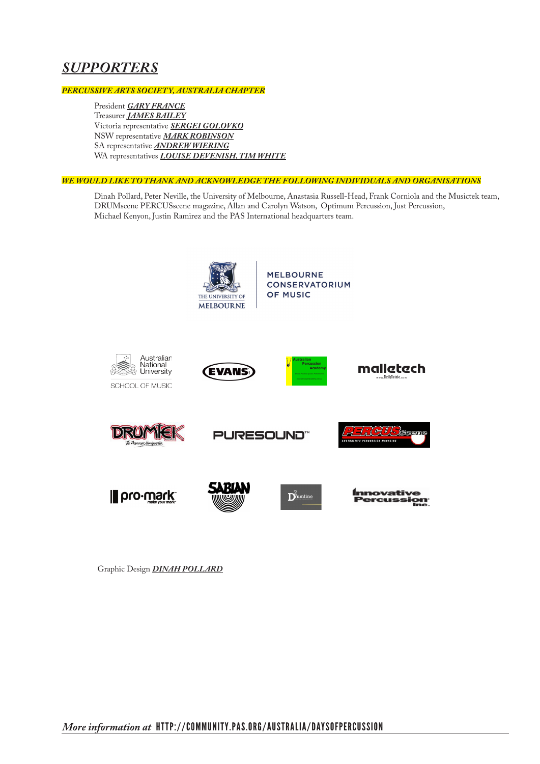# *SUPPORTERS*

***PERCUSSIVE ARTS SOCIETY, AUSTRALIA CHAPTER***

President ***GARY FRANCE***
Treasurer ***JAMES BAILEY***
Victoria representative ***SERGEI GOLOVKO***
NSW representative ***MARK ROBINSON***
SA representative ***ANDREW WIERING***
WA representatives ***LOUISE DEVENISH, TIM WHITE***

***WE WOULD LIKE TO THANK AND ACKNOWLEDGE THE FOLLOWING INDIVIDUALS AND ORGANISATIONS***

Dinah Pollard, Peter Neville, the University of Melbourne, Anastasia Russell-Head, Frank Corniola and the Musictek team, DRUMscene PERCUSscene magazine, Allan and Carolyn Watson, Optimum Percussion, Just Percussion, Michael Kenyon, Justin Ramirez and the PAS International headquarters team.

THE UNIVERSITY OF MELBOURNE
MELBOURNE CONSERVATORIUM OF MUSIC

Australian National University
SCHOOL OF MUSIC

EVANS

Australian Percussion Academy

malletech

DRUMTEK

PURESOUND™

PERCUSscene

pro-mark

SABIAN

Drumline

Innovative Percussion Inc.

Graphic Design ***DINAH POLLARD***

*More information at* HTTP://COMMUNITY.PAS.ORG/AUSTRALIA/DAYSOFPERCUSSION